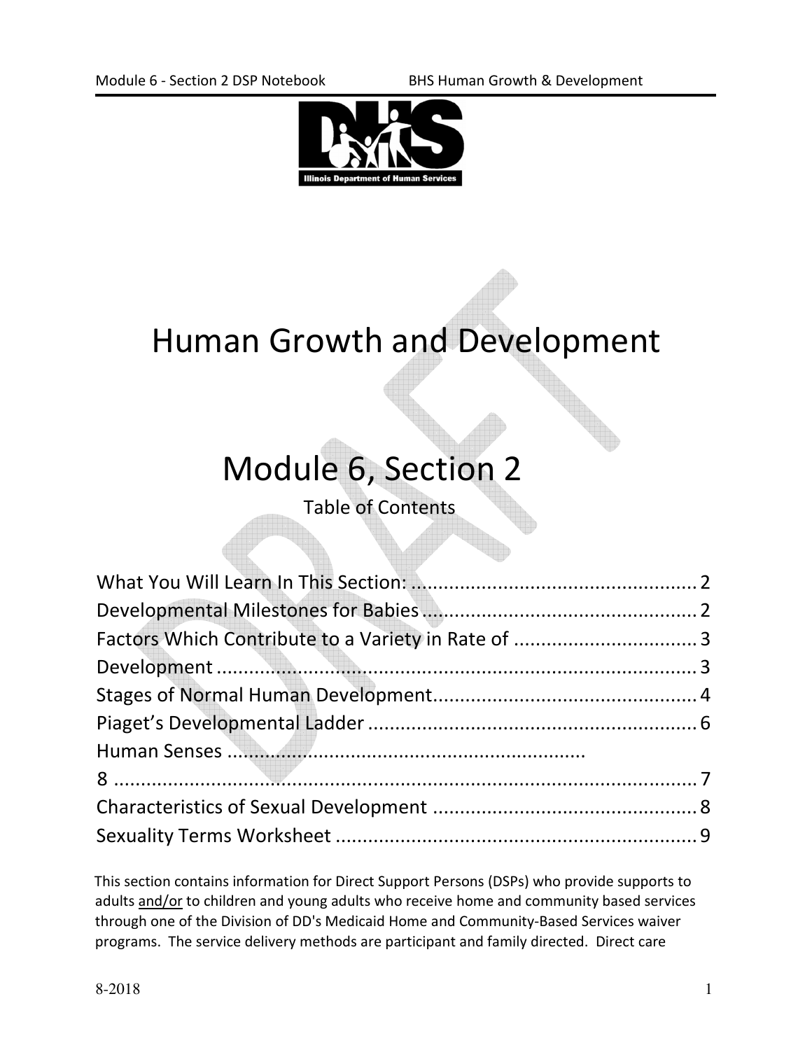# Human Growth and Development

# Module 6, Section 2

Table of Contents

What You Will Learn In This Section: .................................................... 2
Developmental Milestones for Babies .................................................. 2
Factors Which Contribute to a Variety in Rate of ................................. 3
Development ........................................................................................ 3
Stages of Normal Human Development................................................ 4
Piaget's Developmental Ladder ............................................................ 6
Human Senses ..................................................................
8 ............................................................................................................ 7
Characteristics of Sexual Development ................................................ 8
Sexuality Terms Worksheet .................................................................. 9

This section contains information for Direct Support Persons (DSPs) who provide supports to adults and/or to children and young adults who receive home and community based services through one of the Division of DD's Medicaid Home and Community-Based Services waiver programs. The service delivery methods are participant and family directed. Direct care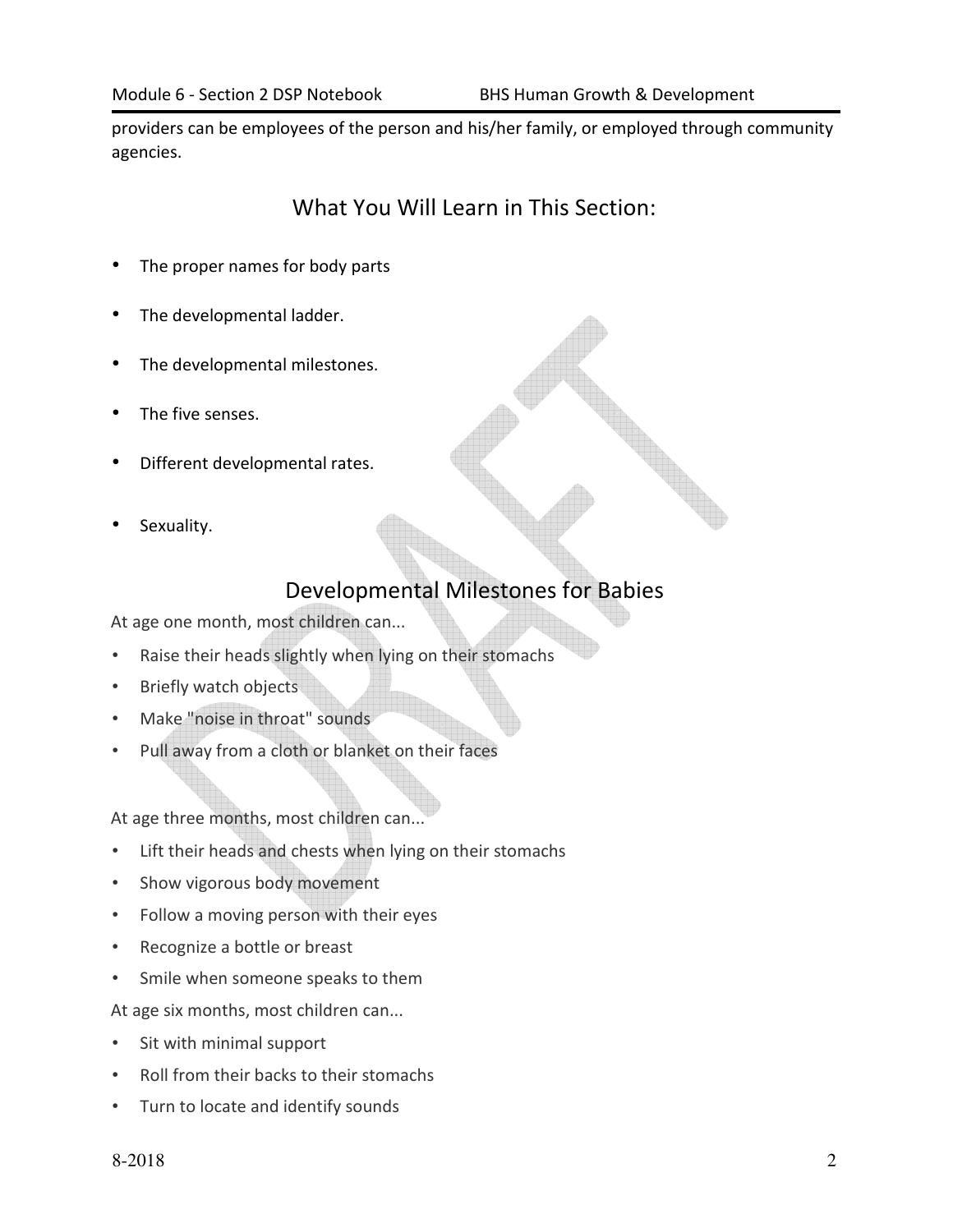providers can be employees of the person and his/her family, or employed through community agencies.

## What You Will Learn in This Section:

- The proper names for body parts
- The developmental ladder.
- The developmental milestones.
- The five senses.
- Different developmental rates.
- Sexuality.

## Developmental Milestones for Babies

At age one month, most children can...

- Raise their heads slightly when lying on their stomachs
- Briefly watch objects
- Make "noise in throat" sounds
- Pull away from a cloth or blanket on their faces

At age three months, most children can...

- Lift their heads and chests when lying on their stomachs
- Show vigorous body movement
- Follow a moving person with their eyes
- Recognize a bottle or breast
- Smile when someone speaks to them

At age six months, most children can...

- Sit with minimal support
- Roll from their backs to their stomachs
- Turn to locate and identify sounds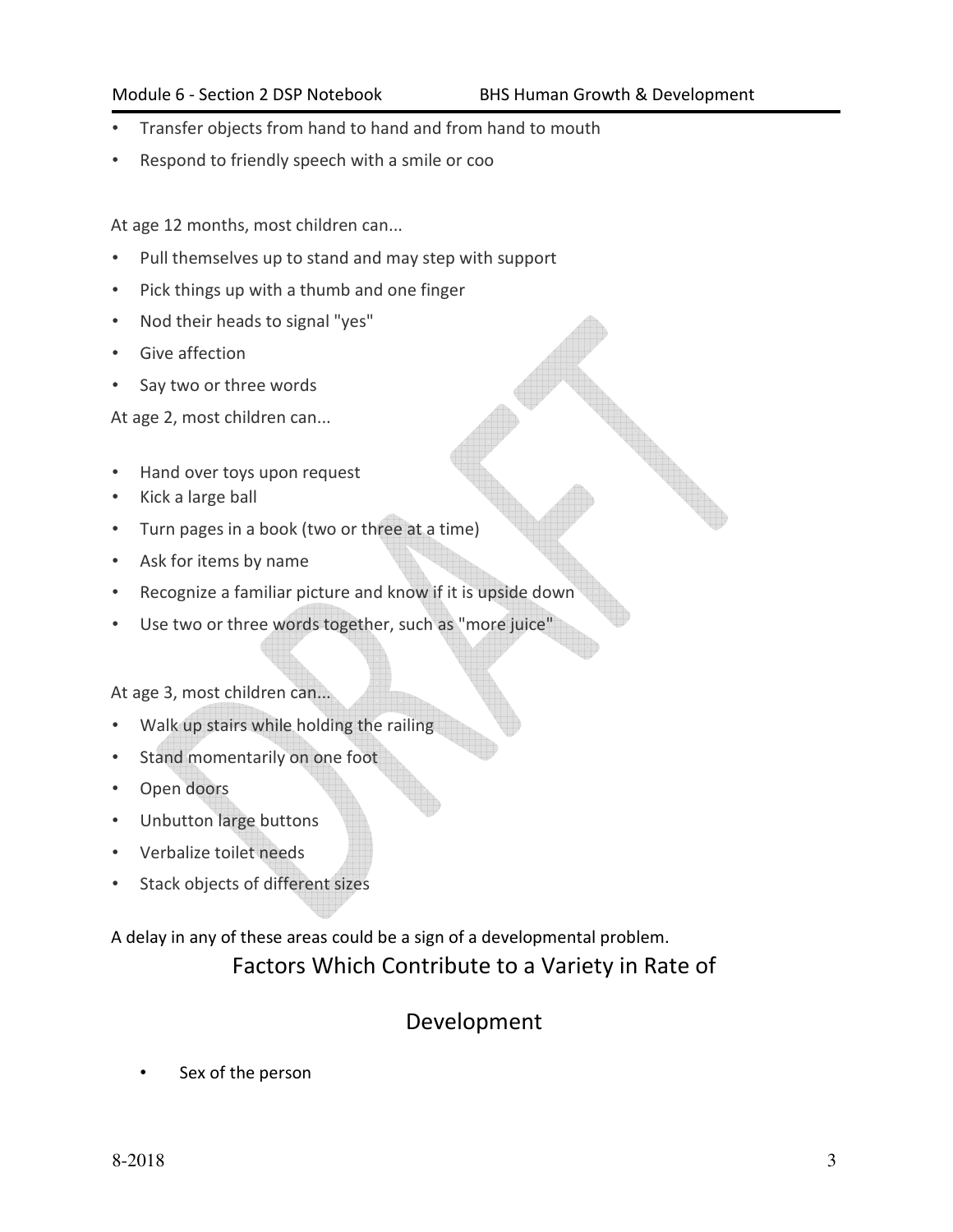- Transfer objects from hand to hand and from hand to mouth
- Respond to friendly speech with a smile or coo

At age 12 months, most children can...

- Pull themselves up to stand and may step with support
- Pick things up with a thumb and one finger
- Nod their heads to signal "yes"
- Give affection
- Say two or three words

At age 2, most children can...

- Hand over toys upon request
- Kick a large ball
- Turn pages in a book (two or three at a time)
- Ask for items by name
- Recognize a familiar picture and know if it is upside down
- Use two or three words together, such as "more juice"

At age 3, most children can...

- Walk up stairs while holding the railing
- Stand momentarily on one foot
- Open doors
- Unbutton large buttons
- Verbalize toilet needs
- Stack objects of different sizes

A delay in any of these areas could be a sign of a developmental problem.

## Factors Which Contribute to a Variety in Rate of Development

- Sex of the person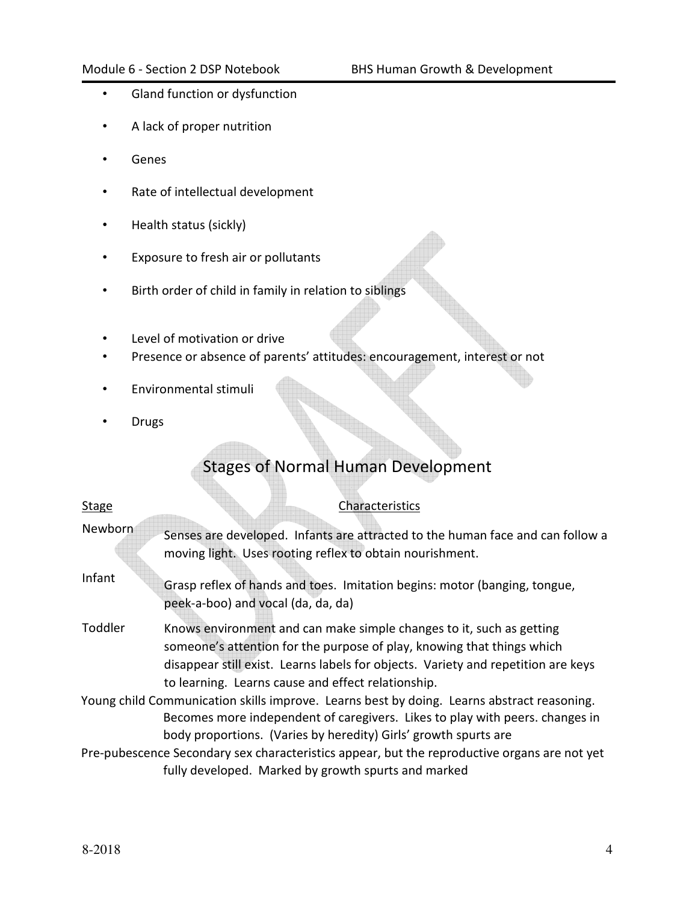- Gland function or dysfunction
- A lack of proper nutrition
- Genes
- Rate of intellectual development
- Health status (sickly)
- Exposure to fresh air or pollutants
- Birth order of child in family in relation to siblings
- Level of motivation or drive
- Presence or absence of parents' attitudes: encouragement, interest or not
- Environmental stimuli
- Drugs

## Stages of Normal Human Development

| Stage | Characteristics |
| --- | --- |
| Newborn | Senses are developed. Infants are attracted to the human face and can follow a moving light. Uses rooting reflex to obtain nourishment. |
| Infant | Grasp reflex of hands and toes. Imitation begins: motor (banging, tongue, peek-a-boo) and vocal (da, da, da) |
| Toddler | Knows environment and can make simple changes to it, such as getting someone's attention for the purpose of play, knowing that things which disappear still exist. Learns labels for objects. Variety and repetition are keys to learning. Learns cause and effect relationship. |
| Young child | Communication skills improve. Learns best by doing. Learns abstract reasoning. Becomes more independent of caregivers. Likes to play with peers. changes in body proportions. (Varies by heredity) Girls' growth spurts are |
| Pre-pubescence | Secondary sex characteristics appear, but the reproductive organs are not yet fully developed. Marked by growth spurts and marked |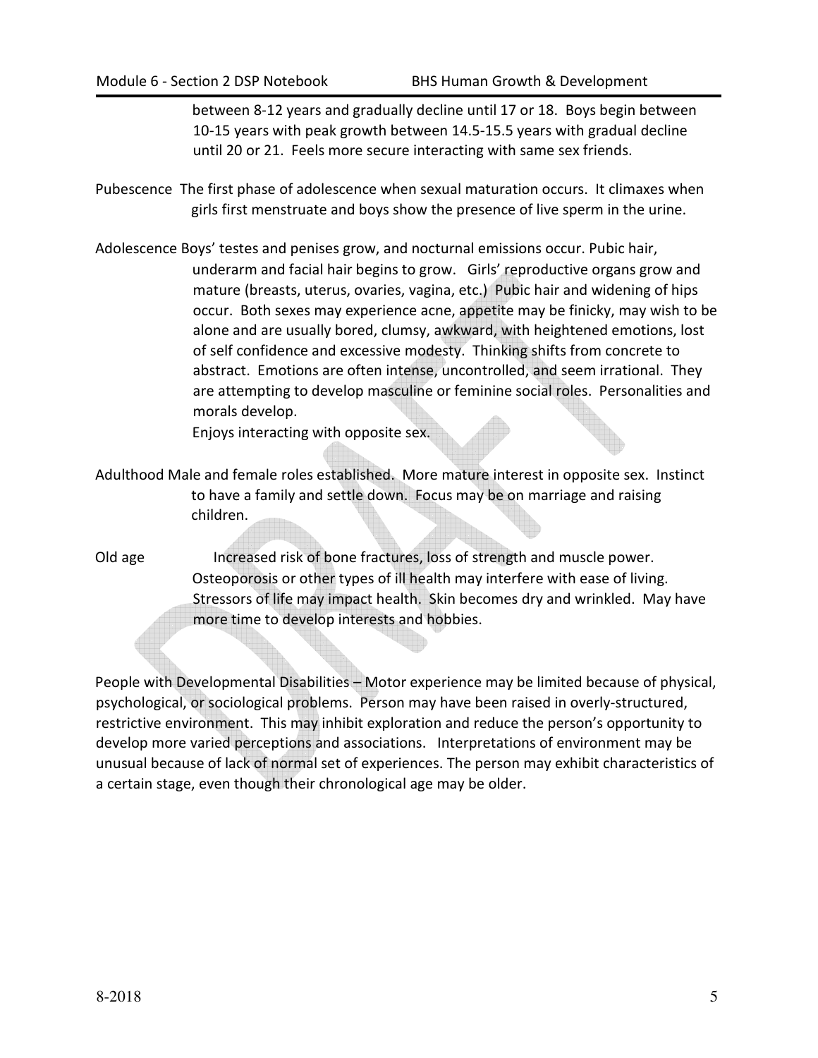between 8-12 years and gradually decline until 17 or 18. Boys begin between 10-15 years with peak growth between 14.5-15.5 years with gradual decline until 20 or 21. Feels more secure interacting with same sex friends.

**Pubescence** The first phase of adolescence when sexual maturation occurs. It climaxes when girls first menstruate and boys show the presence of live sperm in the urine.

**Adolescence** Boys' testes and penises grow, and nocturnal emissions occur. Pubic hair, underarm and facial hair begins to grow. Girls' reproductive organs grow and mature (breasts, uterus, ovaries, vagina, etc.) Pubic hair and widening of hips occur. Both sexes may experience acne, appetite may be finicky, may wish to be alone and are usually bored, clumsy, awkward, with heightened emotions, lost of self confidence and excessive modesty. Thinking shifts from concrete to abstract. Emotions are often intense, uncontrolled, and seem irrational. They are attempting to develop masculine or feminine social roles. Personalities and morals develop.
Enjoys interacting with opposite sex.

**Adulthood** Male and female roles established. More mature interest in opposite sex. Instinct to have a family and settle down. Focus may be on marriage and raising children.

**Old age** Increased risk of bone fractures, loss of strength and muscle power. Osteoporosis or other types of ill health may interfere with ease of living. Stressors of life may impact health. Skin becomes dry and wrinkled. May have more time to develop interests and hobbies.

People with Developmental Disabilities – Motor experience may be limited because of physical, psychological, or sociological problems. Person may have been raised in overly-structured, restrictive environment. This may inhibit exploration and reduce the person's opportunity to develop more varied perceptions and associations. Interpretations of environment may be unusual because of lack of normal set of experiences. The person may exhibit characteristics of a certain stage, even though their chronological age may be older.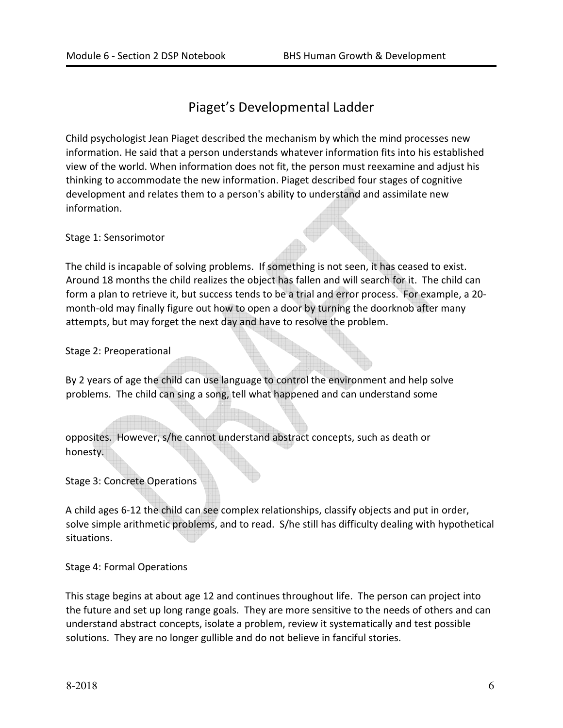# Piaget's Developmental Ladder

Child psychologist Jean Piaget described the mechanism by which the mind processes new information. He said that a person understands whatever information fits into his established view of the world. When information does not fit, the person must reexamine and adjust his thinking to accommodate the new information. Piaget described four stages of cognitive development and relates them to a person's ability to understand and assimilate new information.

Stage 1: Sensorimotor

The child is incapable of solving problems. If something is not seen, it has ceased to exist. Around 18 months the child realizes the object has fallen and will search for it. The child can form a plan to retrieve it, but success tends to be a trial and error process. For example, a 20-month-old may finally figure out how to open a door by turning the doorknob after many attempts, but may forget the next day and have to resolve the problem.

Stage 2: Preoperational

By 2 years of age the child can use language to control the environment and help solve problems. The child can sing a song, tell what happened and can understand some opposites. However, s/he cannot understand abstract concepts, such as death or honesty.

Stage 3: Concrete Operations

A child ages 6-12 the child can see complex relationships, classify objects and put in order, solve simple arithmetic problems, and to read. S/he still has difficulty dealing with hypothetical situations.

Stage 4: Formal Operations

This stage begins at about age 12 and continues throughout life. The person can project into the future and set up long range goals. They are more sensitive to the needs of others and can understand abstract concepts, isolate a problem, review it systematically and test possible solutions. They are no longer gullible and do not believe in fanciful stories.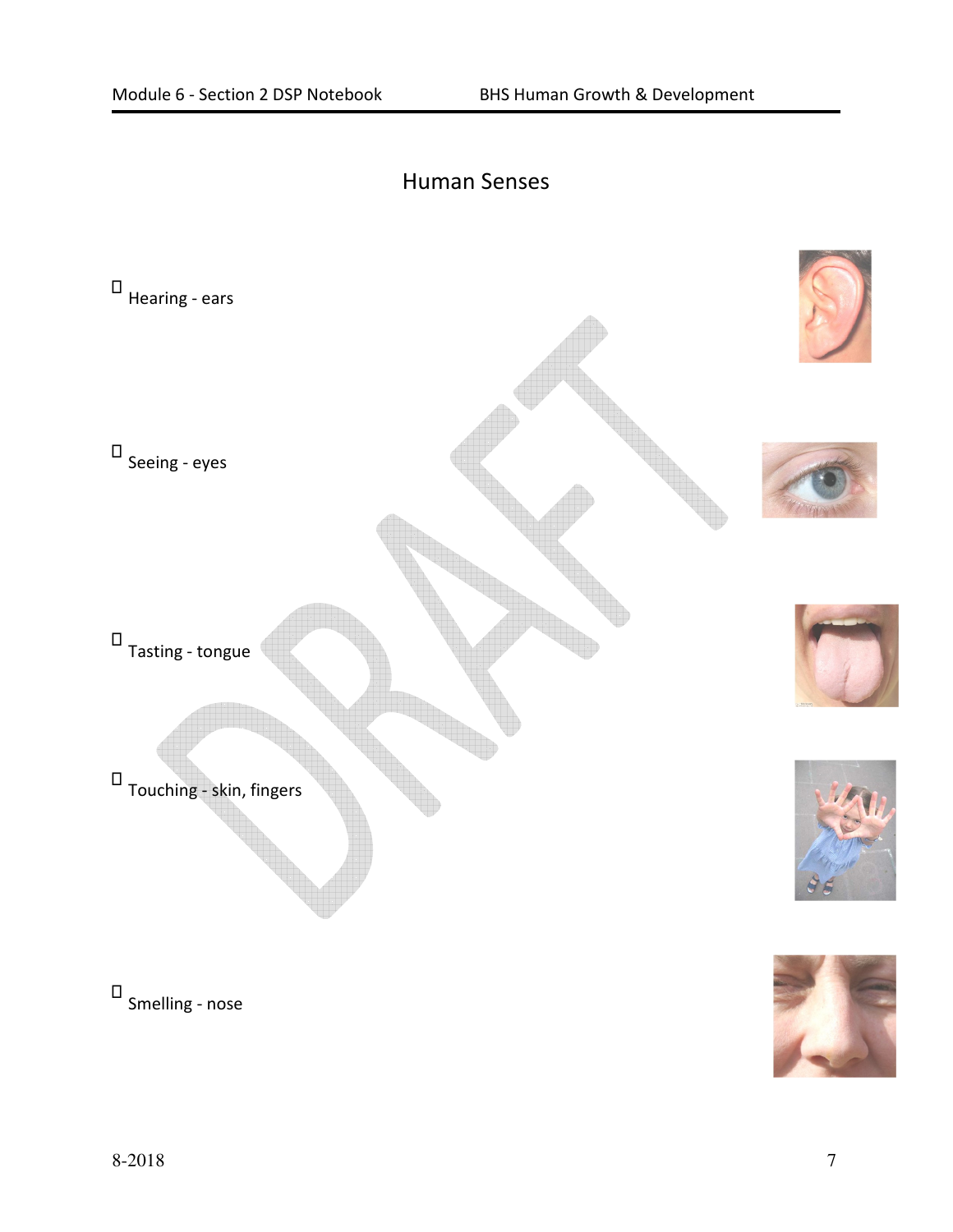# Human Senses

- Hearing - ears

- Seeing - eyes

- Tasting - tongue

- Touching - skin, fingers

- Smelling - nose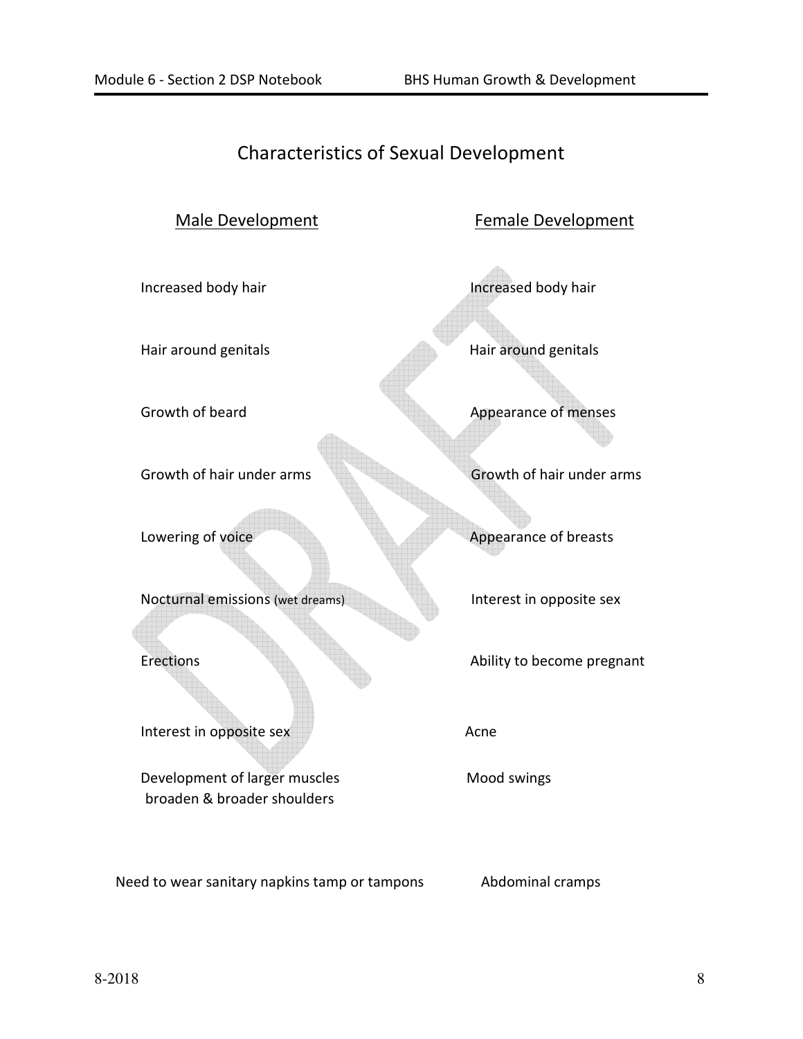# Characteristics of Sexual Development

| Male Development | Female Development |
|---|---|
| Increased body hair | Increased body hair |
| Hair around genitals | Hair around genitals |
| Growth of beard | Appearance of menses |
| Growth of hair under arms | Growth of hair under arms |
| Lowering of voice | Appearance of breasts |
| Nocturnal emissions (wet dreams) | Interest in opposite sex |
| Erections | Ability to become pregnant |
| Interest in opposite sex | Acne |
| Development of larger muscles broaden & broader shoulders | Mood swings |
| Need to wear sanitary napkins tamp or tampons | Abdominal cramps |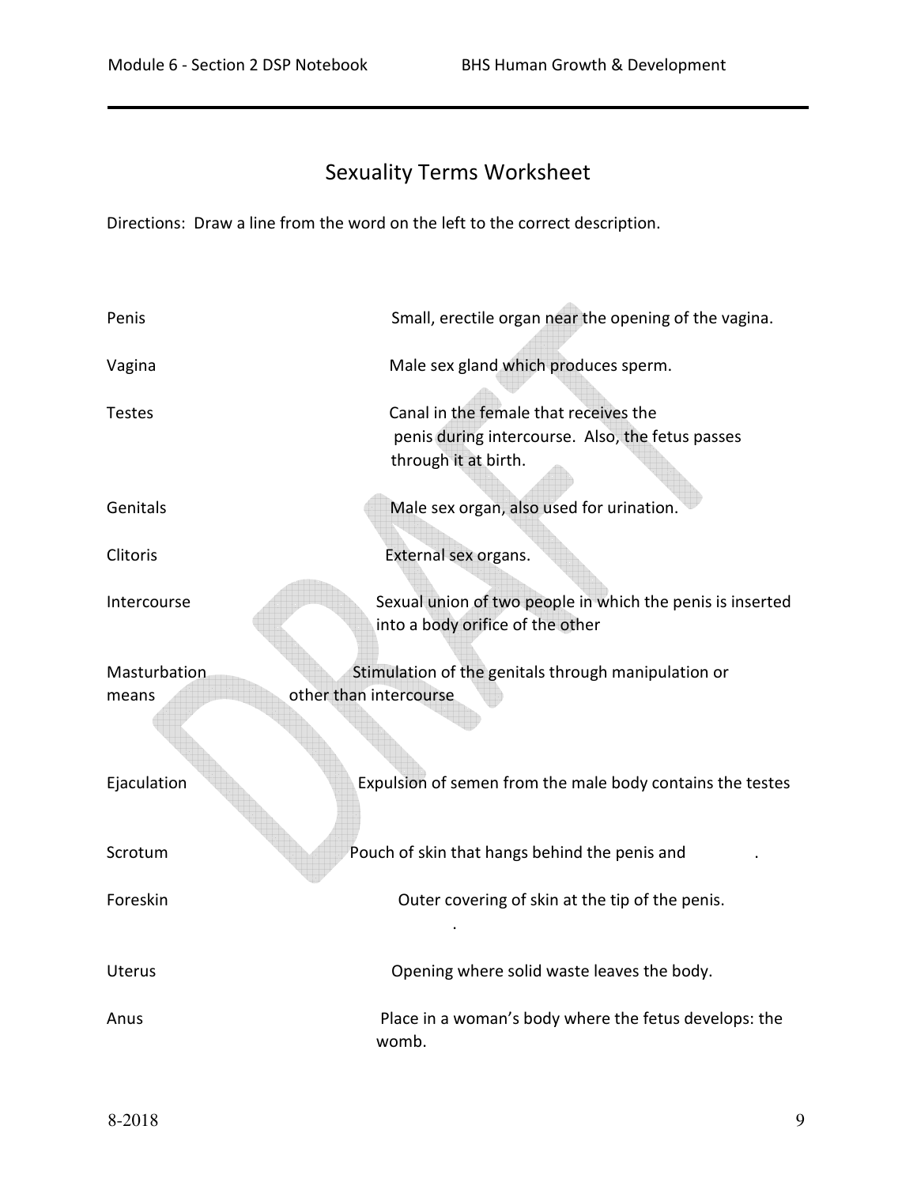# Sexuality Terms Worksheet

Directions: Draw a line from the word on the left to the correct description.

| | |
|---|---|
| Penis | Small, erectile organ near the opening of the vagina. |
| Vagina | Male sex gland which produces sperm. |
| Testes | Canal in the female that receives the penis during intercourse. Also, the fetus passes through it at birth. |
| Genitals | Male sex organ, also used for urination. |
| Clitoris | External sex organs. |
| Intercourse | Sexual union of two people in which the penis is inserted into a body orifice of the other |
| Masturbation | Stimulation of the genitals through manipulation or means other than intercourse |
| Ejaculation | Expulsion of semen from the male body contains the testes |
| Scrotum | Pouch of skin that hangs behind the penis and . |
| Foreskin | Outer covering of skin at the tip of the penis. . |
| Uterus | Opening where solid waste leaves the body. |
| Anus | Place in a woman's body where the fetus develops: the womb. |

8-2018